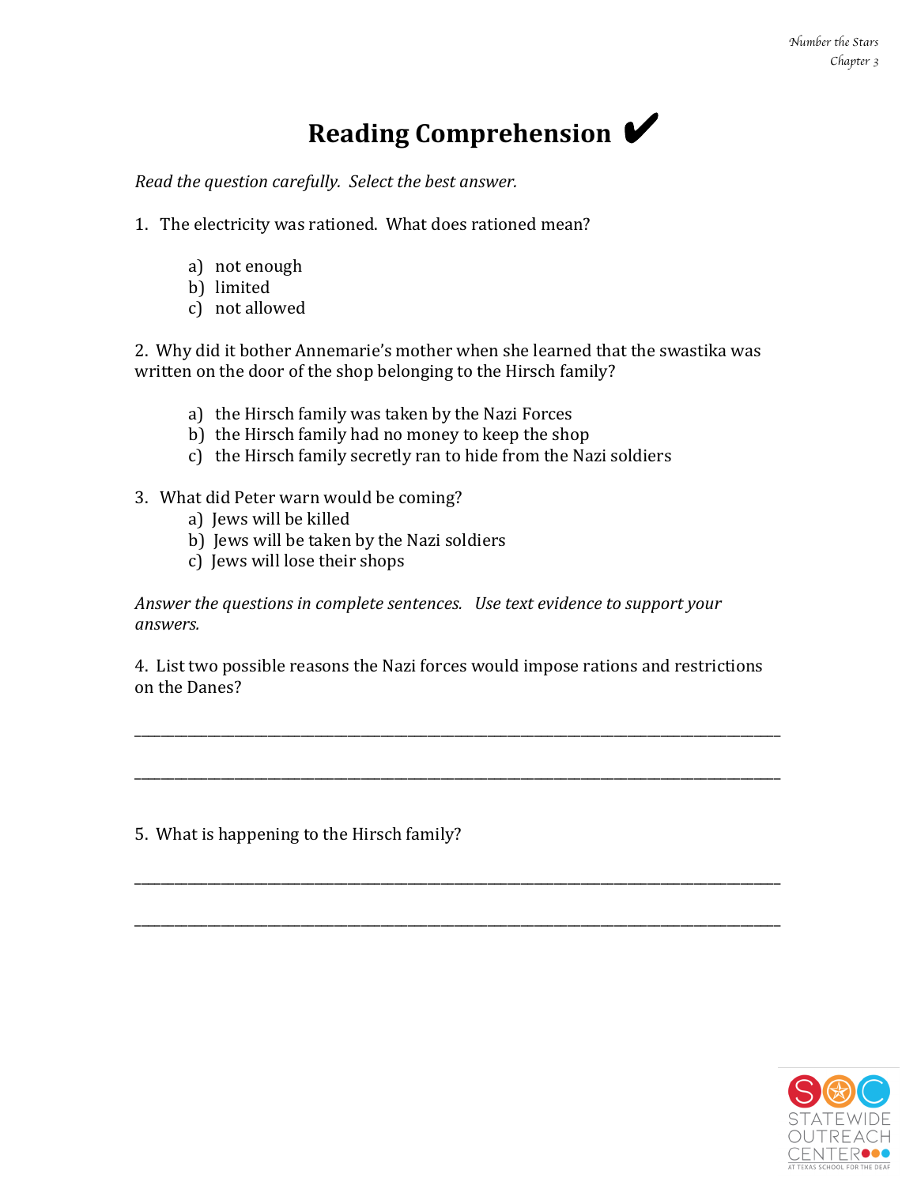# Reading Comprehension ✔

*Read the question carefully. Select the best answer.*

1. The electricity was rationed. What does rationed mean?

   a) not enough
   b) limited
   c) not allowed

2. Why did it bother Annemarie's mother when she learned that the swastika was written on the door of the shop belonging to the Hirsch family?

   a) the Hirsch family was taken by the Nazi Forces
   b) the Hirsch family had no money to keep the shop
   c) the Hirsch family secretly ran to hide from the Nazi soldiers

3. What did Peter warn would be coming?

   a) Jews will be killed
   b) Jews will be taken by the Nazi soldiers
   c) Jews will lose their shops

*Answer the questions in complete sentences. Use text evidence to support your answers.*

4. List two possible reasons the Nazi forces would impose rations and restrictions on the Danes?

_______________________________________________________________________________

_______________________________________________________________________________

5. What is happening to the Hirsch family?

_______________________________________________________________________________

_______________________________________________________________________________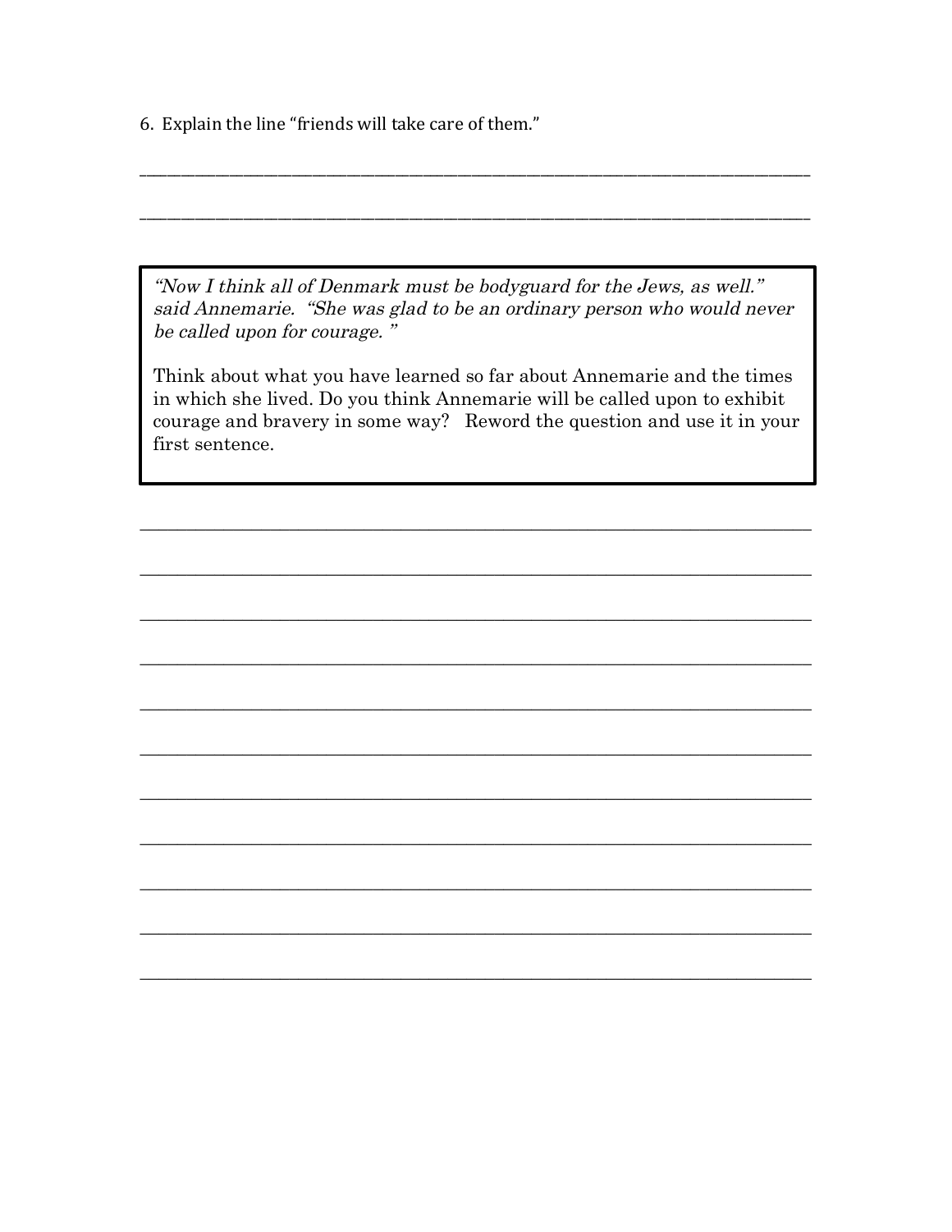6. Explain the line "friends will take care of them."

_______________________________________________________________________________

_______________________________________________________________________________

*"Now I think all of Denmark must be bodyguard for the Jews, as well." said Annemarie. "She was glad to be an ordinary person who would never be called upon for courage. "*

Think about what you have learned so far about Annemarie and the times in which she lived. Do you think Annemarie will be called upon to exhibit courage and bravery in some way? Reword the question and use it in your first sentence.

_______________________________________________________________________________

_______________________________________________________________________________

_______________________________________________________________________________

_______________________________________________________________________________

_______________________________________________________________________________

_______________________________________________________________________________

_______________________________________________________________________________

_______________________________________________________________________________

_______________________________________________________________________________

_______________________________________________________________________________

_______________________________________________________________________________